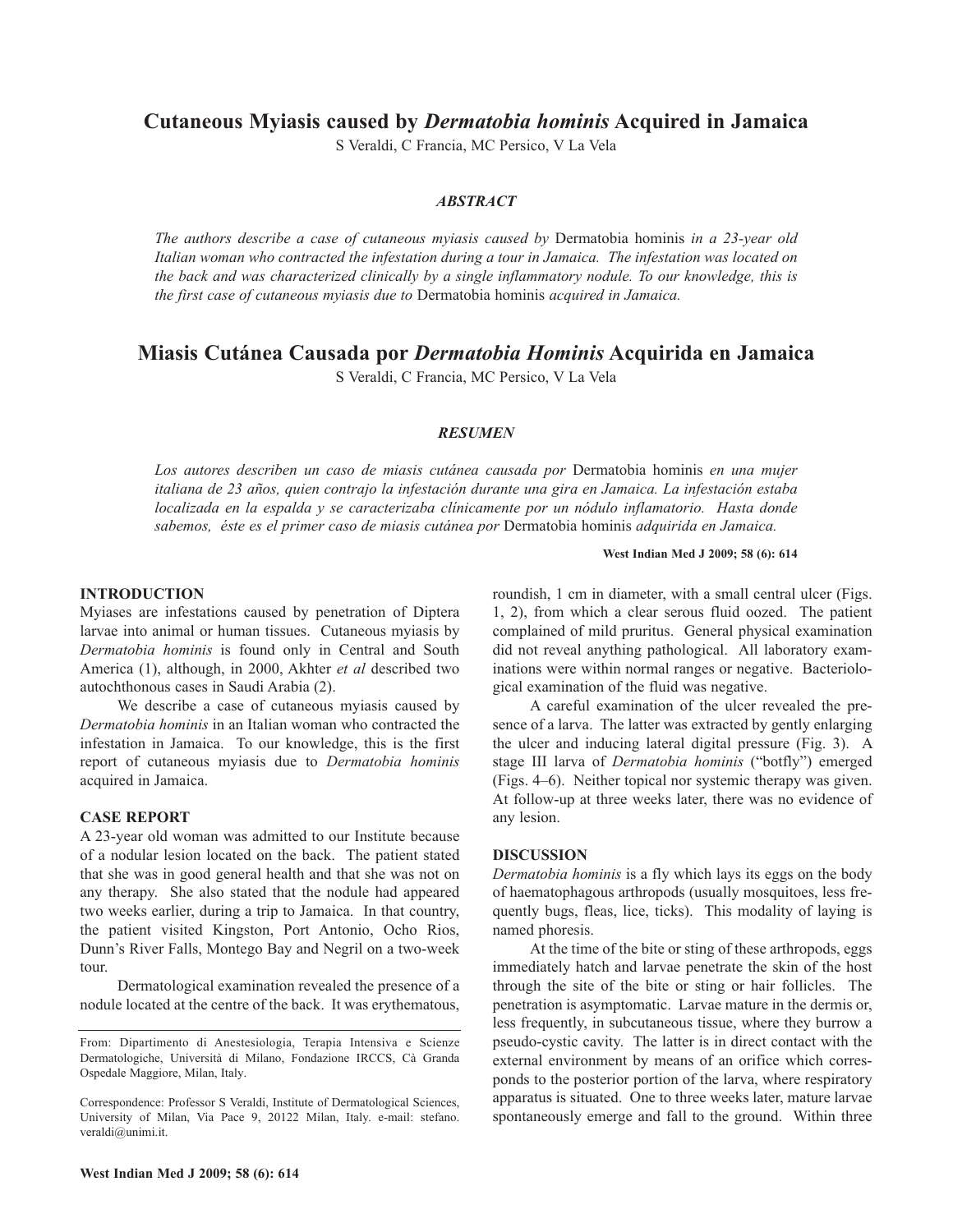# Cutaneous Myiasis caused by *Dermatobia hominis* Acquired in Jamaica

S Veraldi, C Francia, MC Persico, V La Vela

### *ABSTRACT*

*The authors describe a case of cutaneous myiasis caused by* Dermatobia hominis *in a 23-year old Italian woman who contracted the infestation during a tour in Jamaica. The infestation was located on the back and was characterized clinically by a single inflammatory nodule. To our knowledge, this is the first case of cutaneous myiasis due to* Dermatobia hominis *acquired in Jamaica.*

# Miasis Cutánea Causada por *Dermatobia Hominis* Acquirida en Jamaica

S Veraldi, C Francia, MC Persico, V La Vela

### *RESUMEN*

*Los autores describen un caso de miasis cutánea causada por* Dermatobia hominis *en una mujer italiana de 23 años, quien contrajo la infestación durante una gira en Jamaica. La infestación estaba localizada en la espalda y se caracterizaba clínicamente por un nódulo inflamatorio. Hasta donde sabemos, éste es el primer caso de miasis cutánea por* Dermatobia hominis *adquirida en Jamaica.*

## INTRODUCTION

Myiases are infestations caused by penetration of Diptera larvae into animal or human tissues. Cutaneous myiasis by *Dermatobia hominis* is found only in Central and South America (1), although, in 2000, Akhter *et al* described two autochthonous cases in Saudi Arabia (2).

We describe a case of cutaneous myiasis caused by *Dermatobia hominis* in an Italian woman who contracted the infestation in Jamaica. To our knowledge, this is the first report of cutaneous myiasis due to *Dermatobia hominis* acquired in Jamaica.

## CASE REPORT

A 23-year old woman was admitted to our Institute because of a nodular lesion located on the back. The patient stated that she was in good general health and that she was not on any therapy. She also stated that the nodule had appeared two weeks earlier, during a trip to Jamaica. In that country, the patient visited Kingston, Port Antonio, Ocho Rios, Dunn's River Falls, Montego Bay and Negril on a two-week tour.

Dermatological examination revealed the presence of a nodule located at the centre of the back. It was erythematous, roundish, 1 cm in diameter, with a small central ulcer (Figs. 1, 2), from which a clear serous fluid oozed. The patient complained of mild pruritus. General physical examination did not reveal anything pathological. All laboratory examinations were within normal ranges or negative. Bacteriological examination of the fluid was negative.

A careful examination of the ulcer revealed the presence of a larva. The latter was extracted by gently enlarging the ulcer and inducing lateral digital pressure (Fig. 3). A stage III larva of *Dermatobia hominis* ("botfly") emerged (Figs. 4–6). Neither topical nor systemic therapy was given. At follow-up at three weeks later, there was no evidence of any lesion.

## DISCUSSION

*Dermatobia hominis* is a fly which lays its eggs on the body of haematophagous arthropods (usually mosquitoes, less frequently bugs, fleas, lice, ticks). This modality of laying is named phoresis.

At the time of the bite or sting of these arthropods, eggs immediately hatch and larvae penetrate the skin of the host through the site of the bite or sting or hair follicles. The penetration is asymptomatic. Larvae mature in the dermis or, less frequently, in subcutaneous tissue, where they burrow a pseudo-cystic cavity. The latter is in direct contact with the external environment by means of an orifice which corresponds to the posterior portion of the larva, where respiratory apparatus is situated. One to three weeks later, mature larvae spontaneously emerge and fall to the ground. Within three

From: Dipartimento di Anestesiologia, Terapia Intensiva e Scienze Dermatologiche, Università di Milano, Fondazione IRCCS, Cà Granda Ospedale Maggiore, Milan, Italy.

Correspondence: Professor S Veraldi, Institute of Dermatological Sciences, University of Milan, Via Pace 9, 20122 Milan, Italy. e-mail: stefano.veraldi@unimi.it.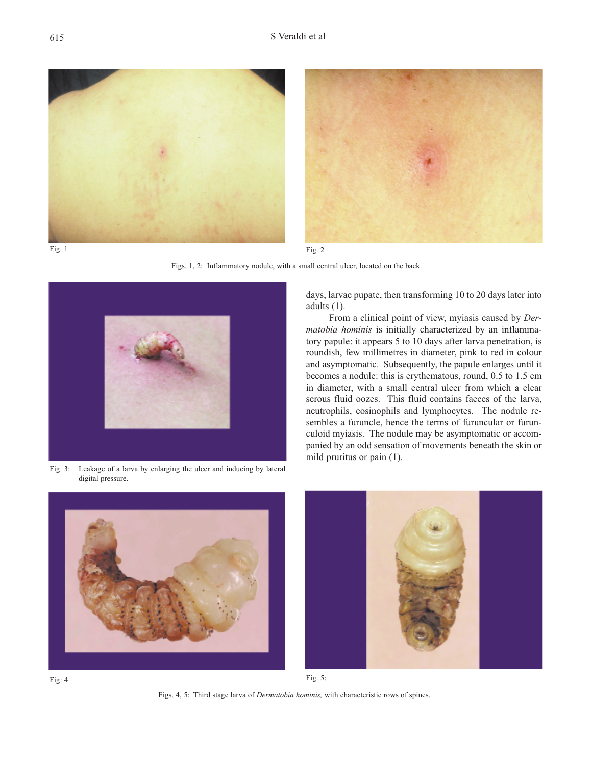Fig. 1

Fig. 2

Figs. 1, 2: Inflammatory nodule, with a small central ulcer, located on the back.

Fig. 3: Leakage of a larva by enlarging the ulcer and inducing by lateral digital pressure.

days, larvae pupate, then transforming 10 to 20 days later into adults (1).

From a clinical point of view, myiasis caused by *Dermatobia hominis* is initially characterized by an inflammatory papule: it appears 5 to 10 days after larva penetration, is roundish, few millimetres in diameter, pink to red in colour and asymptomatic. Subsequently, the papule enlarges until it becomes a nodule: this is erythematous, round, 0.5 to 1.5 cm in diameter, with a small central ulcer from which a clear serous fluid oozes. This fluid contains faeces of the larva, neutrophils, eosinophils and lymphocytes. The nodule resembles a furuncle, hence the terms of furuncular or furunculoid myiasis. The nodule may be asymptomatic or accompanied by an odd sensation of movements beneath the skin or mild pruritus or pain (1).

Fig: 4

Fig. 5:

Figs. 4, 5: Third stage larva of *Dermatobia hominis,* with characteristic rows of spines.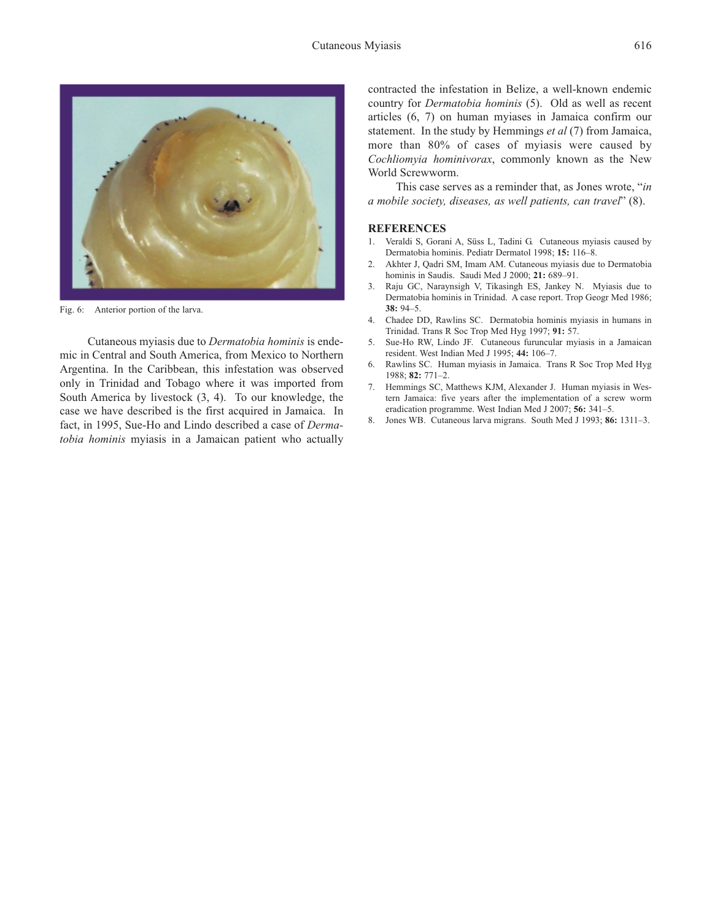Fig. 6: Anterior portion of the larva.

Cutaneous myiasis due to *Dermatobia hominis* is endemic in Central and South America, from Mexico to Northern Argentina. In the Caribbean, this infestation was observed only in Trinidad and Tobago where it was imported from South America by livestock (3, 4). To our knowledge, the case we have described is the first acquired in Jamaica. In fact, in 1995, Sue-Ho and Lindo described a case of *Dermatobia hominis* myiasis in a Jamaican patient who actually contracted the infestation in Belize, a well-known endemic country for *Dermatobia hominis* (5). Old as well as recent articles (6, 7) on human myiases in Jamaica confirm our statement. In the study by Hemmings *et al* (7) from Jamaica, more than 80% of cases of myiasis were caused by *Cochliomyia hominivorax*, commonly known as the New World Screwworm.

This case serves as a reminder that, as Jones wrote, "*in a mobile society, diseases, as well patients, can travel*" (8).

## REFERENCES

1. Veraldi S, Gorani A, Süss L, Tadini G. Cutaneous myiasis caused by Dermatobia hominis. Pediatr Dermatol 1998; **15:** 116–8.
2. Akhter J, Qadri SM, Imam AM. Cutaneous myiasis due to Dermatobia hominis in Saudis. Saudi Med J 2000; **21:** 689–91.
3. Raju GC, Naraynsigh V, Tikasingh ES, Jankey N. Myiasis due to Dermatobia hominis in Trinidad. A case report. Trop Geogr Med 1986; **38:** 94–5.
4. Chadee DD, Rawlins SC. Dermatobia hominis myiasis in humans in Trinidad. Trans R Soc Trop Med Hyg 1997; **91:** 57.
5. Sue-Ho RW, Lindo JF. Cutaneous furuncular myiasis in a Jamaican resident. West Indian Med J 1995; **44:** 106–7.
6. Rawlins SC. Human myiasis in Jamaica. Trans R Soc Trop Med Hyg 1988; **82:** 771–2.
7. Hemmings SC, Matthews KJM, Alexander J. Human myiasis in Western Jamaica: five years after the implementation of a screw worm eradication programme. West Indian Med J 2007; **56:** 341–5.
8. Jones WB. Cutaneous larva migrans. South Med J 1993; **86:** 1311–3.